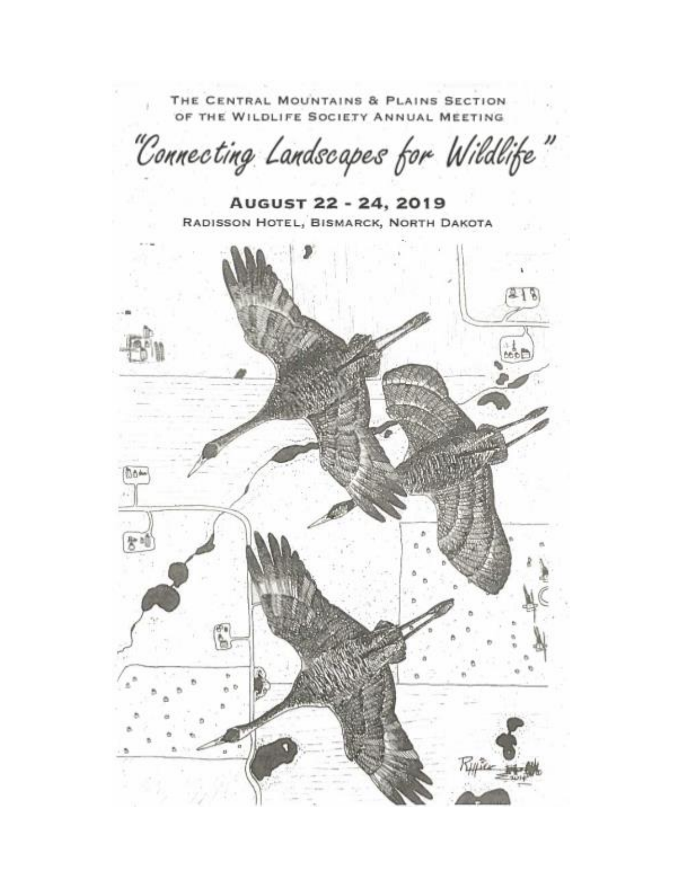THE CENTRAL MOUNTAINS & PLAINS SECTION OF THE WILDLIFE SOCIETY ANNUAL MEETING

# "Connecting Landscapes for Wildlife"

## AUGUST 22 - 24, 2019

RADISSON HOTEL, BISMARCK, NORTH DAKOTA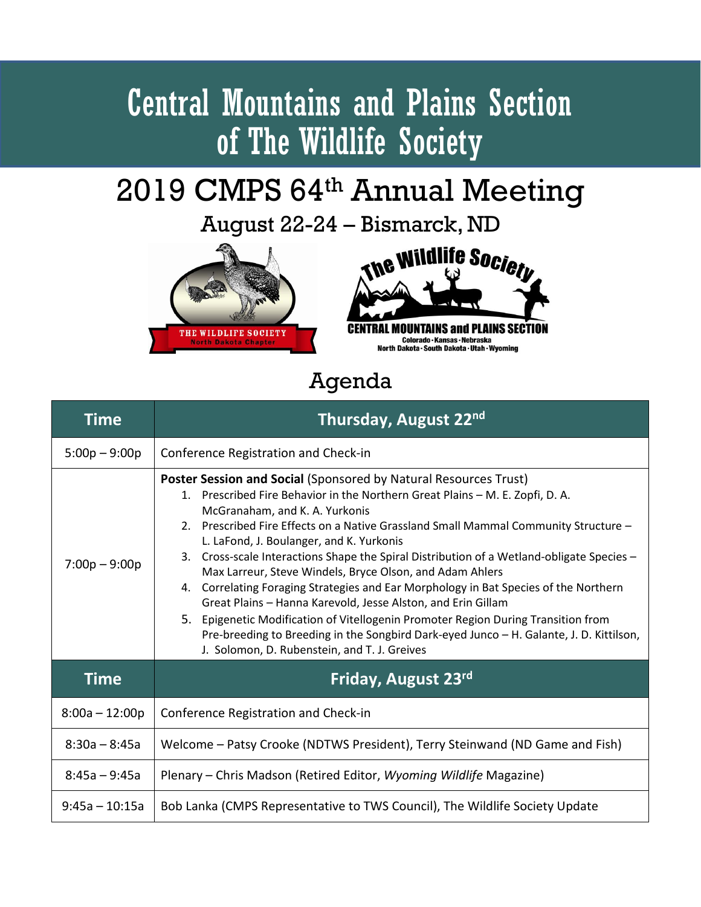# Central Mountains and Plains Section of The Wildlife Society

## 2019 CMPS 64th Annual Meeting

### August 22-24 – Bismarck, ND

THE WILDLIFE SOCIETY North Dakota Chapter

The Wildlife Society CENTRAL MOUNTAINS and PLAINS SECTION Colorado · Kansas · Nebraska North Dakota · South Dakota · Utah · Wyoming

## Agenda

| Time | Thursday, August 22nd |
|---|---|
| 5:00p – 9:00p | Conference Registration and Check-in |
| 7:00p – 9:00p | **Poster Session and Social** (Sponsored by Natural Resources Trust)<br>1. Prescribed Fire Behavior in the Northern Great Plains – M. E. Zopfi, D. A. McGranaham, and K. A. Yurkonis<br>2. Prescribed Fire Effects on a Native Grassland Small Mammal Community Structure – L. LaFond, J. Boulanger, and K. Yurkonis<br>3. Cross-scale Interactions Shape the Spiral Distribution of a Wetland-obligate Species – Max Larreur, Steve Windels, Bryce Olson, and Adam Ahlers<br>4. Correlating Foraging Strategies and Ear Morphology in Bat Species of the Northern Great Plains – Hanna Karevold, Jesse Alston, and Erin Gillam<br>5. Epigenetic Modification of Vitellogenin Promoter Region During Transition from Pre-breeding to Breeding in the Songbird Dark-eyed Junco – H. Galante, J. D. Kittilson, J. Solomon, D. Rubenstein, and T. J. Greives |
| **Time** | **Friday, August 23rd** |
| 8:00a – 12:00p | Conference Registration and Check-in |
| 8:30a – 8:45a | Welcome – Patsy Crooke (NDTWS President), Terry Steinwand (ND Game and Fish) |
| 8:45a – 9:45a | Plenary – Chris Madson (Retired Editor, *Wyoming Wildlife* Magazine) |
| 9:45a – 10:15a | Bob Lanka (CMPS Representative to TWS Council), The Wildlife Society Update |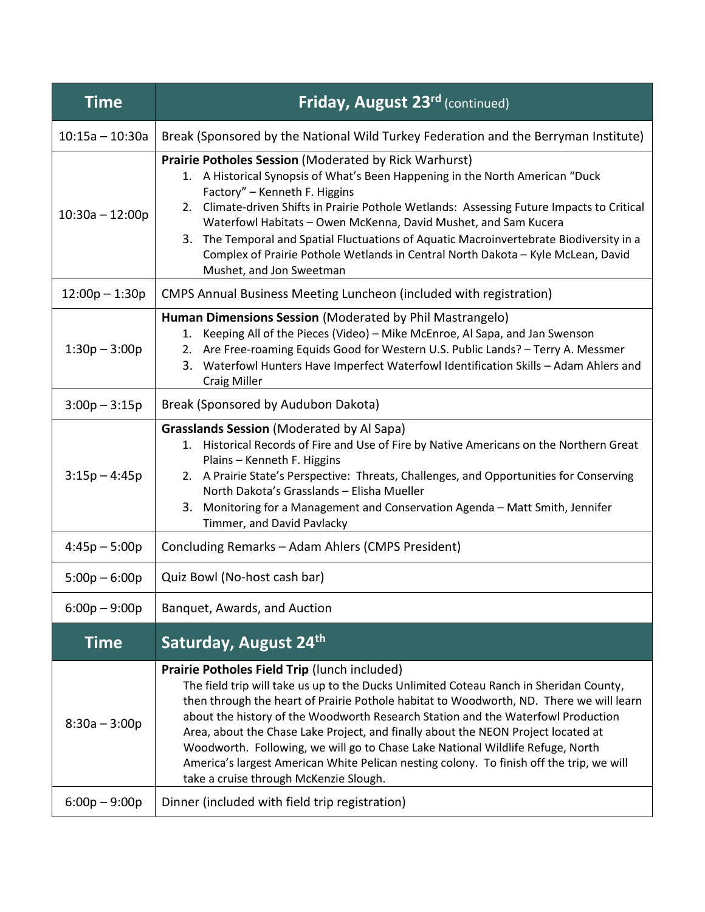| Time | Friday, August 23rd (continued) |
|---|---|
| 10:15a – 10:30a | Break (Sponsored by the National Wild Turkey Federation and the Berryman Institute) |
| 10:30a – 12:00p | **Prairie Potholes Session** (Moderated by Rick Warhurst)<br>1. A Historical Synopsis of What's Been Happening in the North American "Duck Factory" – Kenneth F. Higgins<br>2. Climate-driven Shifts in Prairie Pothole Wetlands: Assessing Future Impacts to Critical Waterfowl Habitats – Owen McKenna, David Mushet, and Sam Kucera<br>3. The Temporal and Spatial Fluctuations of Aquatic Macroinvertebrate Biodiversity in a Complex of Prairie Pothole Wetlands in Central North Dakota – Kyle McLean, David Mushet, and Jon Sweetman |
| 12:00p – 1:30p | CMPS Annual Business Meeting Luncheon (included with registration) |
| 1:30p – 3:00p | **Human Dimensions Session** (Moderated by Phil Mastrangelo)<br>1. Keeping All of the Pieces (Video) – Mike McEnroe, Al Sapa, and Jan Swenson<br>2. Are Free-roaming Equids Good for Western U.S. Public Lands? – Terry A. Messmer<br>3. Waterfowl Hunters Have Imperfect Waterfowl Identification Skills – Adam Ahlers and Craig Miller |
| 3:00p – 3:15p | Break (Sponsored by Audubon Dakota) |
| 3:15p – 4:45p | **Grasslands Session** (Moderated by Al Sapa)<br>1. Historical Records of Fire and Use of Fire by Native Americans on the Northern Great Plains – Kenneth F. Higgins<br>2. A Prairie State's Perspective: Threats, Challenges, and Opportunities for Conserving North Dakota's Grasslands – Elisha Mueller<br>3. Monitoring for a Management and Conservation Agenda – Matt Smith, Jennifer Timmer, and David Pavlacky |
| 4:45p – 5:00p | Concluding Remarks – Adam Ahlers (CMPS President) |
| 5:00p – 6:00p | Quiz Bowl (No-host cash bar) |
| 6:00p – 9:00p | Banquet, Awards, and Auction |
| **Time** | **Saturday, August 24th** |
| 8:30a – 3:00p | **Prairie Potholes Field Trip** (lunch included)<br>The field trip will take us up to the Ducks Unlimited Coteau Ranch in Sheridan County, then through the heart of Prairie Pothole habitat to Woodworth, ND. There we will learn about the history of the Woodworth Research Station and the Waterfowl Production Area, about the Chase Lake Project, and finally about the NEON Project located at Woodworth. Following, we will go to Chase Lake National Wildlife Refuge, North America's largest American White Pelican nesting colony. To finish off the trip, we will take a cruise through McKenzie Slough. |
| 6:00p – 9:00p | Dinner (included with field trip registration) |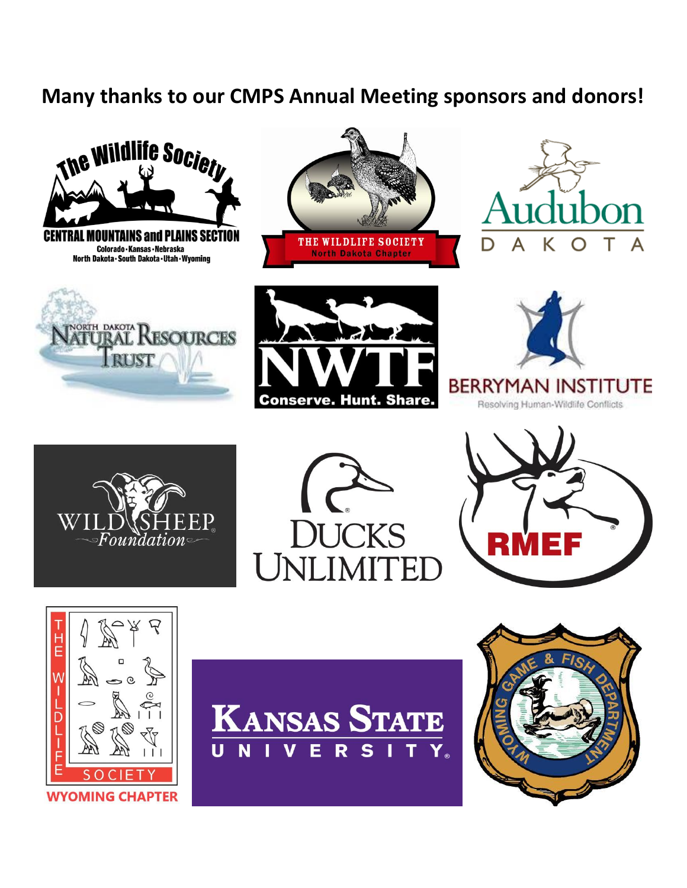## Many thanks to our CMPS Annual Meeting sponsors and donors!

The Wildlife Society
CENTRAL MOUNTAINS and PLAINS SECTION
Colorado • Kansas • Nebraska
North Dakota • South Dakota • Utah • Wyoming

THE WILDLIFE SOCIETY
North Dakota Chapter

Audubon
DAKOTA

NORTH DAKOTA NATURAL RESOURCES TRUST

NWTF
Conserve. Hunt. Share.

BERRYMAN INSTITUTE
Resolving Human-Wildlife Conflicts

WILD SHEEP Foundation

DUCKS UNLIMITED

RMEF

THE WILDLIFE SOCIETY
WYOMING CHAPTER

KANSAS STATE UNIVERSITY

WYOMING GAME & FISH DEPARTMENT